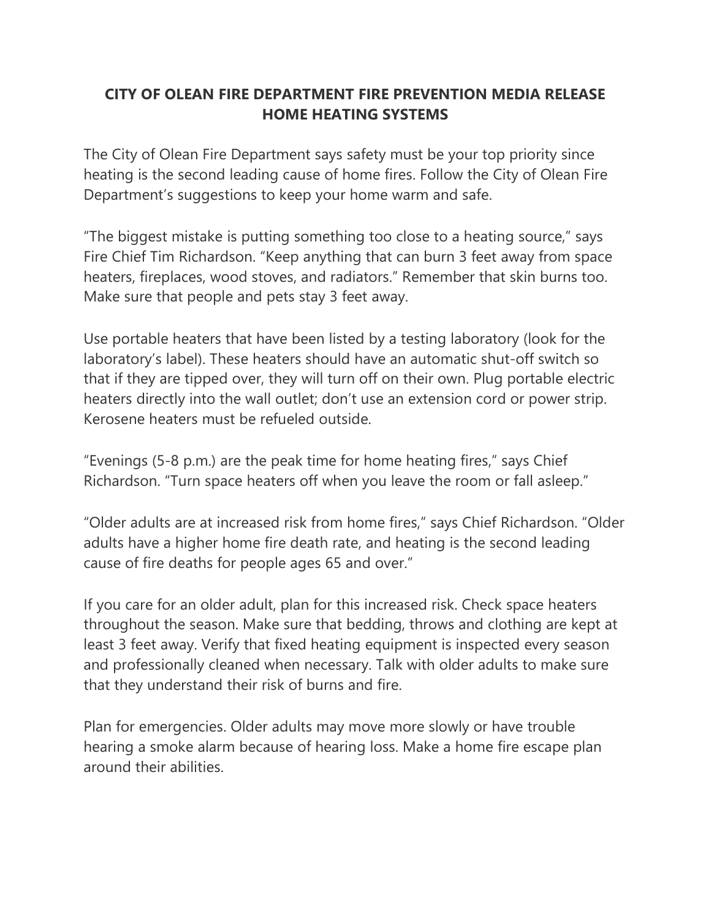# CITY OF OLEAN FIRE DEPARTMENT FIRE PREVENTION MEDIA RELEASE HOME HEATING SYSTEMS

The City of Olean Fire Department says safety must be your top priority since heating is the second leading cause of home fires. Follow the City of Olean Fire Department's suggestions to keep your home warm and safe.

"The biggest mistake is putting something too close to a heating source," says Fire Chief Tim Richardson. "Keep anything that can burn 3 feet away from space heaters, fireplaces, wood stoves, and radiators." Remember that skin burns too. Make sure that people and pets stay 3 feet away.

Use portable heaters that have been listed by a testing laboratory (look for the laboratory's label). These heaters should have an automatic shut-off switch so that if they are tipped over, they will turn off on their own. Plug portable electric heaters directly into the wall outlet; don't use an extension cord or power strip. Kerosene heaters must be refueled outside.

"Evenings (5-8 p.m.) are the peak time for home heating fires," says Chief Richardson. "Turn space heaters off when you leave the room or fall asleep."

"Older adults are at increased risk from home fires," says Chief Richardson. "Older adults have a higher home fire death rate, and heating is the second leading cause of fire deaths for people ages 65 and over."

If you care for an older adult, plan for this increased risk. Check space heaters throughout the season. Make sure that bedding, throws and clothing are kept at least 3 feet away. Verify that fixed heating equipment is inspected every season and professionally cleaned when necessary. Talk with older adults to make sure that they understand their risk of burns and fire.

Plan for emergencies. Older adults may move more slowly or have trouble hearing a smoke alarm because of hearing loss. Make a home fire escape plan around their abilities.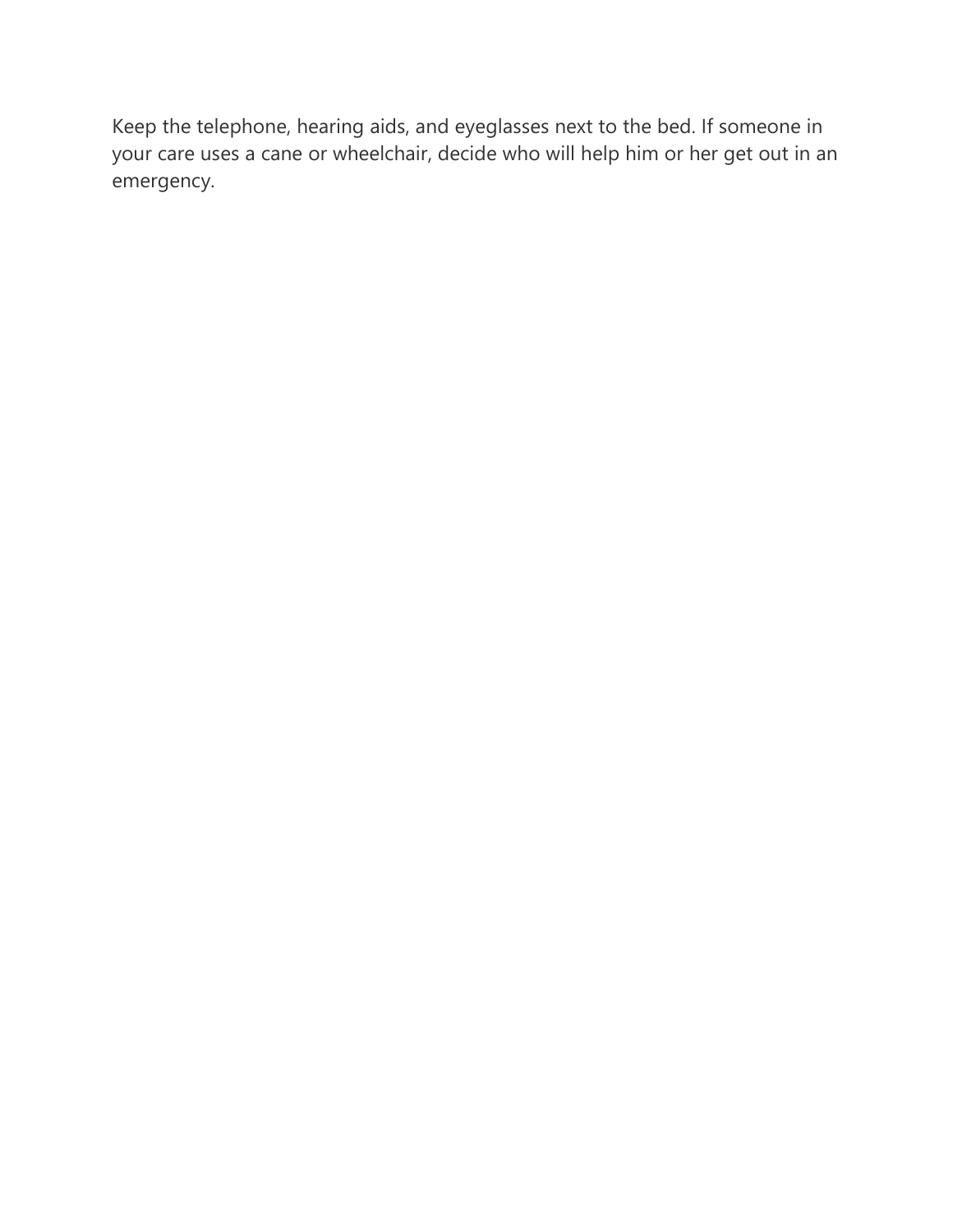Keep the telephone, hearing aids, and eyeglasses next to the bed. If someone in your care uses a cane or wheelchair, decide who will help him or her get out in an emergency.